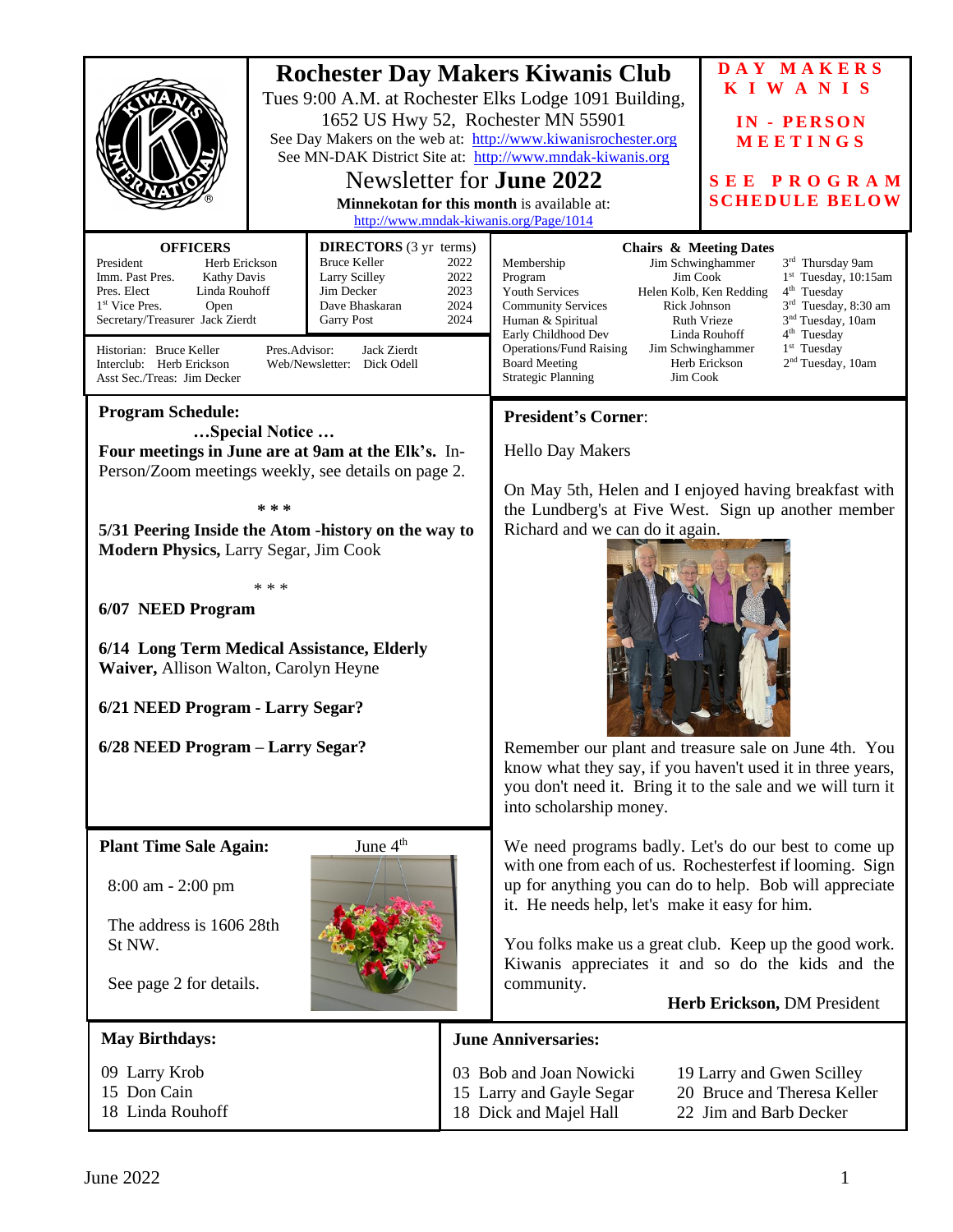# Rochester Day Makers Kiwanis Club

Tues 9:00 A.M. at Rochester Elks Lodge 1091 Building, 1652 US Hwy 52, Rochester MN 55901

See Day Makers on the web at: http://www.kiwanisrochester.org

See MN-DAK District Site at: http://www.mndak-kiwanis.org

## Newsletter for June 2022

**Minnekotan for this month** is available at: http://www.mndak-kiwanis.org/Page/1014

**DAY MAKERS KIWANIS**

**IN - PERSON MEETINGS**

**SEE PROGRAM SCHEDULE BELOW**

**OFFICERS**

| | |
|---|---|
| President | Herb Erickson |
| Imm. Past Pres. | Kathy Davis |
| Pres. Elect | Linda Rouhoff |
| 1st Vice Pres. | Open |
| Secretary/Treasurer | Jack Zierdt |

**DIRECTORS** (3 yr terms)

| | |
|---|---|
| Bruce Keller | 2022 |
| Larry Scilley | 2022 |
| Jim Decker | 2023 |
| Dave Bhaskaran | 2024 |
| Garry Post | 2024 |

Historian: Bruce Keller
Interclub: Herb Erickson
Asst Sec./Treas: Jim Decker
Pres.Advisor: Jack Zierdt
Web/Newsletter: Dick Odell

**Chairs & Meeting Dates**

| | | |
|---|---|---|
| Membership | Jim Schwinghammer | 3rd Thursday 9am |
| Program | Jim Cook | 1st Tuesday, 10:15am |
| Youth Services | Helen Kolb, Ken Redding | 4th Tuesday |
| Community Services | Rick Johnson | 3rd Tuesday, 8:30 am |
| Human & Spiritual | Ruth Vrieze | 3rd Tuesday, 10am |
| Early Childhood Dev | Linda Rouhoff | 4th Tuesday |
| Operations/Fund Raising | Jim Schwinghammer | 1st Tuesday |
| Board Meeting | Herb Erickson | 2nd Tuesday, 10am |
| Strategic Planning | Jim Cook | |

## Program Schedule:

**…Special Notice …**

**Four meetings in June are at 9am at the Elk's.** In-Person/Zoom meetings weekly, see details on page 2.

\* \* \*

**5/31 Peering Inside the Atom -history on the way to Modern Physics,** Larry Segar, Jim Cook

\* \* \*

**6/07 NEED Program**

**6/14 Long Term Medical Assistance, Elderly Waiver,** Allison Walton, Carolyn Heyne

**6/21 NEED Program - Larry Segar?**

**6/28 NEED Program – Larry Segar?**

## Plant Time Sale Again:

June 4th

8:00 am - 2:00 pm

The address is 1606 28th St NW.

See page 2 for details.

## President's Corner:

Hello Day Makers

On May 5th, Helen and I enjoyed having breakfast with the Lundberg's at Five West. Sign up another member Richard and we can do it again.

Remember our plant and treasure sale on June 4th. You know what they say, if you haven't used it in three years, you don't need it. Bring it to the sale and we will turn it into scholarship money.

We need programs badly. Let's do our best to come up with one from each of us. Rochesterfest if looming. Sign up for anything you can do to help. Bob will appreciate it. He needs help, let's make it easy for him.

You folks make us a great club. Keep up the good work. Kiwanis appreciates it and so do the kids and the community.

**Herb Erickson,** DM President

## May Birthdays:

09 Larry Krob
15 Don Cain
18 Linda Rouhoff

## June Anniversaries:

03 Bob and Joan Nowicki
15 Larry and Gayle Segar
18 Dick and Majel Hall
19 Larry and Gwen Scilley
20 Bruce and Theresa Keller
22 Jim and Barb Decker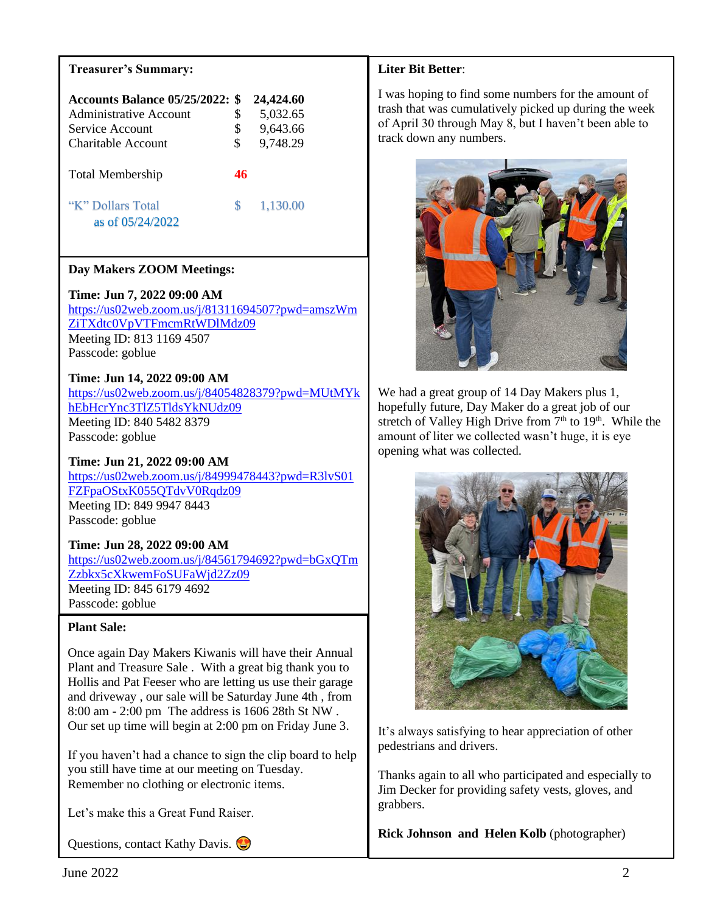**Treasurer's Summary:**

| | | |
|---|---|---|
| **Accounts Balance 05/25/2022:** | **$** | **24,424.60** |
| Administrative Account | $ | 5,032.65 |
| Service Account | $ | 9,643.66 |
| Charitable Account | $ | 9,748.29 |
| Total Membership | **46** | |
| "K" Dollars Total as of 05/24/2022 | $ | 1,130.00 |

**Day Makers ZOOM Meetings:**

**Time: Jun 7, 2022 09:00 AM**
https://us02web.zoom.us/j/81311694507?pwd=amszWmZiTXdtc0VpVTFmcmRtWDlMdz09
Meeting ID: 813 1169 4507
Passcode: goblue

**Time: Jun 14, 2022 09:00 AM**
https://us02web.zoom.us/j/84054828379?pwd=MUtMYkhEbHcrYnc3TlZ5TldsYkNUdz09
Meeting ID: 840 5482 8379
Passcode: goblue

**Time: Jun 21, 2022 09:00 AM**
https://us02web.zoom.us/j/84999478443?pwd=R3lvS01FZFpaOStxK055QTdvV0Rqdz09
Meeting ID: 849 9947 8443
Passcode: goblue

**Time: Jun 28, 2022 09:00 AM**
https://us02web.zoom.us/j/84561794692?pwd=bGxQTmZzbkx5cXkwemFoSUFaWjd2Zz09
Meeting ID: 845 6179 4692
Passcode: goblue

**Plant Sale:**

Once again Day Makers Kiwanis will have their Annual Plant and Treasure Sale . With a great big thank you to Hollis and Pat Feeser who are letting us use their garage and driveway , our sale will be Saturday June 4th , from 8:00 am - 2:00 pm The address is 1606 28th St NW . Our set up time will begin at 2:00 pm on Friday June 3.

If you haven't had a chance to sign the clip board to help you still have time at our meeting on Tuesday. Remember no clothing or electronic items.

Let's make this a Great Fund Raiser.

Questions, contact Kathy Davis. 😍

**Liter Bit Better**:

I was hoping to find some numbers for the amount of trash that was cumulatively picked up during the week of April 30 through May 8, but I haven't been able to track down any numbers.

We had a great group of 14 Day Makers plus 1, hopefully future, Day Maker do a great job of our stretch of Valley High Drive from 7th to 19th. While the amount of liter we collected wasn't huge, it is eye opening what was collected.

It's always satisfying to hear appreciation of other pedestrians and drivers.

Thanks again to all who participated and especially to Jim Decker for providing safety vests, gloves, and grabbers.

**Rick Johnson and Helen Kolb** (photographer)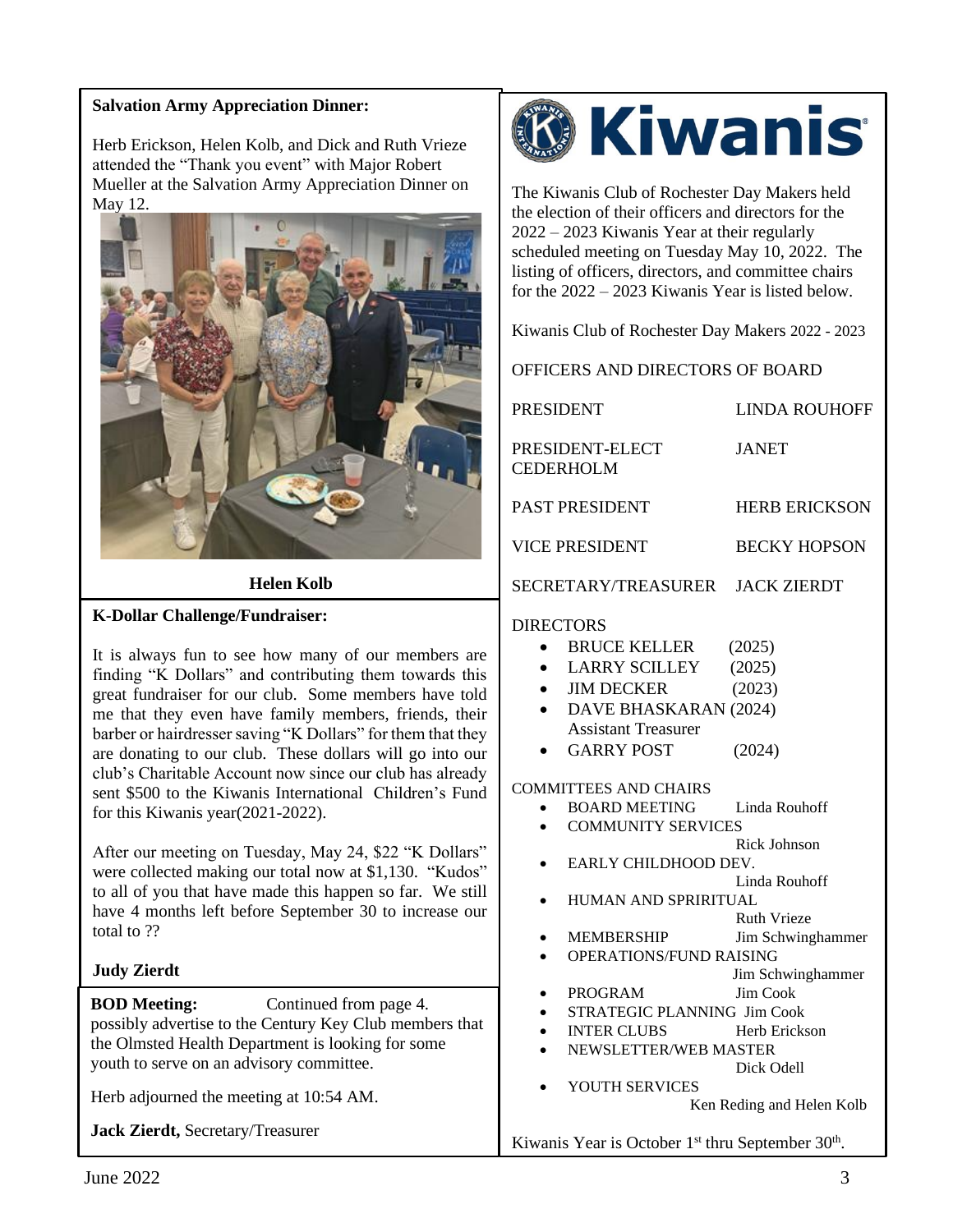**Salvation Army Appreciation Dinner:**

Herb Erickson, Helen Kolb, and Dick and Ruth Vrieze attended the "Thank you event" with Major Robert Mueller at the Salvation Army Appreciation Dinner on May 12.

**Helen Kolb**

**K-Dollar Challenge/Fundraiser:**

It is always fun to see how many of our members are finding "K Dollars" and contributing them towards this great fundraiser for our club. Some members have told me that they even have family members, friends, their barber or hairdresser saving "K Dollars" for them that they are donating to our club. These dollars will go into our club's Charitable Account now since our club has already sent $500 to the Kiwanis International Children's Fund for this Kiwanis year(2021-2022).

After our meeting on Tuesday, May 24, $22 "K Dollars" were collected making our total now at $1,130. "Kudos" to all of you that have made this happen so far. We still have 4 months left before September 30 to increase our total to ??

**Judy Zierdt**

**BOD Meeting:** Continued from page 4.
possibly advertise to the Century Key Club members that the Olmsted Health Department is looking for some youth to serve on an advisory committee.

Herb adjourned the meeting at 10:54 AM.

**Jack Zierdt,** Secretary/Treasurer

# Kiwanis

The Kiwanis Club of Rochester Day Makers held the election of their officers and directors for the 2022 – 2023 Kiwanis Year at their regularly scheduled meeting on Tuesday May 10, 2022. The listing of officers, directors, and committee chairs for the 2022 – 2023 Kiwanis Year is listed below.

Kiwanis Club of Rochester Day Makers 2022 - 2023

OFFICERS AND DIRECTORS OF BOARD

| | |
|---|---|
| PRESIDENT | LINDA ROUHOFF |
| PRESIDENT-ELECT | JANET CEDERHOLM |
| PAST PRESIDENT | HERB ERICKSON |
| VICE PRESIDENT | BECKY HOPSON |
| SECRETARY/TREASURER | JACK ZIERDT |

DIRECTORS

- BRUCE KELLER (2025)
- LARRY SCILLEY (2025)
- JIM DECKER (2023)
- DAVE BHASKARAN (2024) Assistant Treasurer
- GARRY POST (2024)

COMMITTEES AND CHAIRS

- BOARD MEETING Linda Rouhoff
- COMMUNITY SERVICES Rick Johnson
- EARLY CHILDHOOD DEV. Linda Rouhoff
- HUMAN AND SPRIRITUAL Ruth Vrieze
- MEMBERSHIP Jim Schwinghammer
- OPERATIONS/FUND RAISING Jim Schwinghammer
- PROGRAM Jim Cook
- STRATEGIC PLANNING Jim Cook
- INTER CLUBS Herb Erickson
- NEWSLETTER/WEB MASTER Dick Odell
- YOUTH SERVICES Ken Reding and Helen Kolb

Kiwanis Year is October 1st thru September 30th.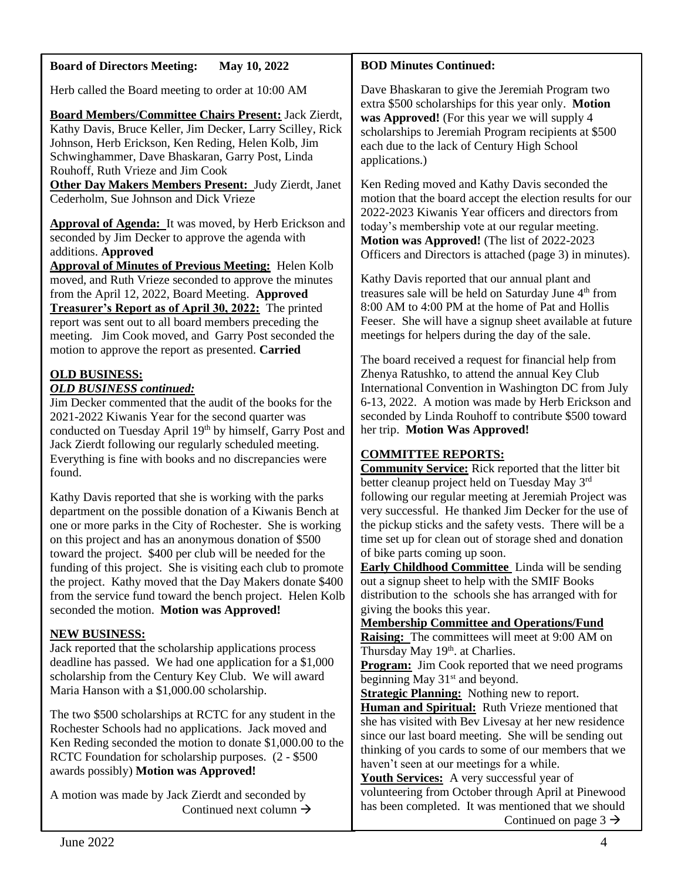**Board of Directors Meeting: May 10, 2022**

Herb called the Board meeting to order at 10:00 AM

**Board Members/Committee Chairs Present:** Jack Zierdt, Kathy Davis, Bruce Keller, Jim Decker, Larry Scilley, Rick Johnson, Herb Erickson, Ken Reding, Helen Kolb, Jim Schwinghammer, Dave Bhaskaran, Garry Post, Linda Rouhoff, Ruth Vrieze and Jim Cook

**Other Day Makers Members Present:** Judy Zierdt, Janet Cederholm, Sue Johnson and Dick Vrieze

**Approval of Agenda:** It was moved, by Herb Erickson and seconded by Jim Decker to approve the agenda with additions. **Approved**

**Approval of Minutes of Previous Meeting:** Helen Kolb moved, and Ruth Vrieze seconded to approve the minutes from the April 12, 2022, Board Meeting. **Approved**

**Treasurer's Report as of April 30, 2022:** The printed report was sent out to all board members preceding the meeting. Jim Cook moved, and Garry Post seconded the motion to approve the report as presented. **Carried**

## OLD BUSINESS:

### *OLD BUSINESS continued:*

Jim Decker commented that the audit of the books for the 2021-2022 Kiwanis Year for the second quarter was conducted on Tuesday April 19th by himself, Garry Post and Jack Zierdt following our regularly scheduled meeting. Everything is fine with books and no discrepancies were found.

Kathy Davis reported that she is working with the parks department on the possible donation of a Kiwanis Bench at one or more parks in the City of Rochester. She is working on this project and has an anonymous donation of $500 toward the project. $400 per club will be needed for the funding of this project. She is visiting each club to promote the project. Kathy moved that the Day Makers donate $400 from the service fund toward the bench project. Helen Kolb seconded the motion. **Motion was Approved!**

## NEW BUSINESS:

Jack reported that the scholarship applications process deadline has passed. We had one application for a $1,000 scholarship from the Century Key Club. We will award Maria Hanson with a $1,000.00 scholarship.

The two $500 scholarships at RCTC for any student in the Rochester Schools had no applications. Jack moved and Ken Reding seconded the motion to donate $1,000.00 to the RCTC Foundation for scholarship purposes. (2 - $500 awards possibly) **Motion was Approved!**

A motion was made by Jack Zierdt and seconded by Continued next column →

**BOD Minutes Continued:**

Dave Bhaskaran to give the Jeremiah Program two extra $500 scholarships for this year only. **Motion was Approved!** (For this year we will supply 4 scholarships to Jeremiah Program recipients at $500 each due to the lack of Century High School applications.)

Ken Reding moved and Kathy Davis seconded the motion that the board accept the election results for our 2022-2023 Kiwanis Year officers and directors from today's membership vote at our regular meeting. **Motion was Approved!** (The list of 2022-2023 Officers and Directors is attached (page 3) in minutes).

Kathy Davis reported that our annual plant and treasures sale will be held on Saturday June 4th from 8:00 AM to 4:00 PM at the home of Pat and Hollis Feeser. She will have a signup sheet available at future meetings for helpers during the day of the sale.

The board received a request for financial help from Zhenya Ratushko, to attend the annual Key Club International Convention in Washington DC from July 6-13, 2022. A motion was made by Herb Erickson and seconded by Linda Rouhoff to contribute $500 toward her trip. **Motion Was Approved!**

## COMMITTEE REPORTS:

**Community Service:** Rick reported that the litter bit better cleanup project held on Tuesday May 3rd following our regular meeting at Jeremiah Project was very successful. He thanked Jim Decker for the use of the pickup sticks and the safety vests. There will be a time set up for clean out of storage shed and donation of bike parts coming up soon.

**Early Childhood Committee** Linda will be sending out a signup sheet to help with the SMIF Books distribution to the schools she has arranged with for giving the books this year.

**Membership Committee and Operations/Fund Raising:** The committees will meet at 9:00 AM on Thursday May 19th. at Charlies.

**Program:** Jim Cook reported that we need programs beginning May 31st and beyond.

**Strategic Planning:** Nothing new to report.

**Human and Spiritual:** Ruth Vrieze mentioned that she has visited with Bev Livesay at her new residence since our last board meeting. She will be sending out thinking of you cards to some of our members that we haven't seen at our meetings for a while.

**Youth Services:** A very successful year of volunteering from October through April at Pinewood has been completed. It was mentioned that we should

Continued on page 3 →